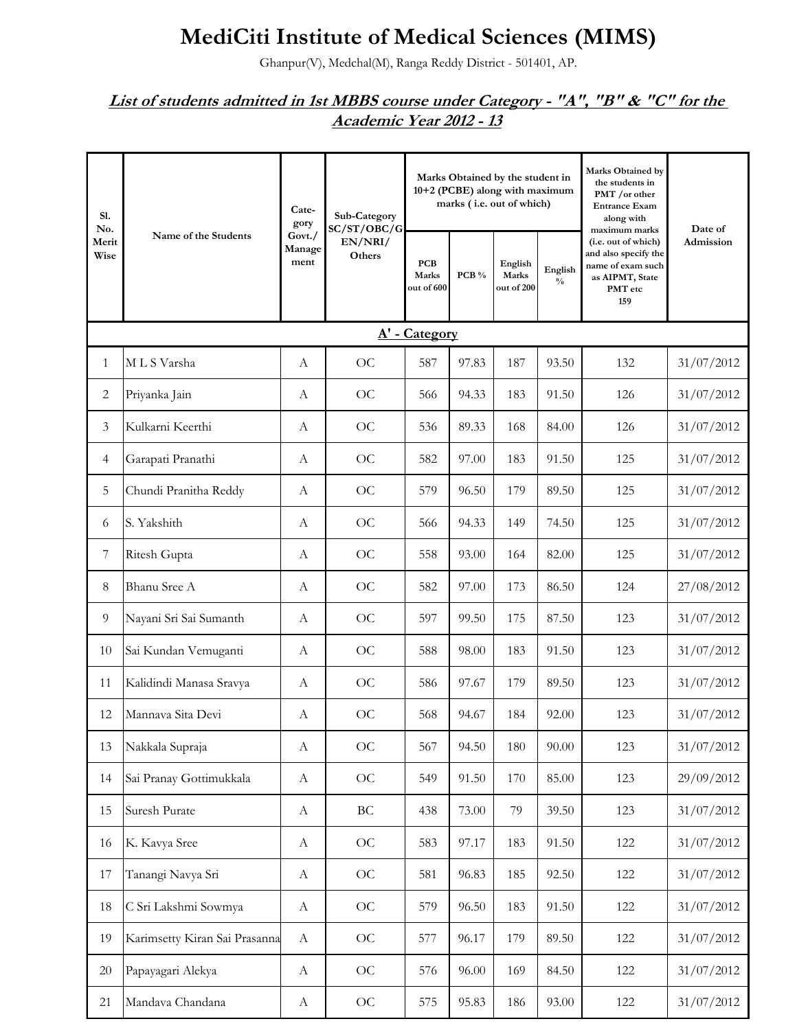# MediCiti Institute of Medical Sciences (MIMS)

Ghanpur(V), Medchal(M), Ranga Reddy District - 501401, AP.

## *List of students admitted in 1st MBBS course under Category - "A", "B" & "C" for the Academic Year 2012 - 13*

| Sl. No. Merit Wise | Name of the Students | Cate-gory Govt./ Manage ment | Sub-Category SC/ST/OBC/GEN/NRI/ Others | Marks Obtained by the student in 10+2 (PCBE) along with maximum marks ( i.e. out of which) | | | | Marks Obtained by the students in PMT /or other Entrance Exam along with maximum marks (i.e. out of which) and also specify the name of exam such as AIPMT, State PMT etc 159 | Date of Admission |
|---|---|---|---|---|---|---|---|---|---|
| | | | | PCB Marks out of 600 | PCB % | English Marks out of 200 | English % | | |
| **A' - Category** | | | | | | | | | |
| 1 | M L S Varsha | A | OC | 587 | 97.83 | 187 | 93.50 | 132 | 31/07/2012 |
| 2 | Priyanka Jain | A | OC | 566 | 94.33 | 183 | 91.50 | 126 | 31/07/2012 |
| 3 | Kulkarni Keerthi | A | OC | 536 | 89.33 | 168 | 84.00 | 126 | 31/07/2012 |
| 4 | Garapati Pranathi | A | OC | 582 | 97.00 | 183 | 91.50 | 125 | 31/07/2012 |
| 5 | Chundi Pranitha Reddy | A | OC | 579 | 96.50 | 179 | 89.50 | 125 | 31/07/2012 |
| 6 | S. Yakshith | A | OC | 566 | 94.33 | 149 | 74.50 | 125 | 31/07/2012 |
| 7 | Ritesh Gupta | A | OC | 558 | 93.00 | 164 | 82.00 | 125 | 31/07/2012 |
| 8 | Bhanu Sree A | A | OC | 582 | 97.00 | 173 | 86.50 | 124 | 27/08/2012 |
| 9 | Nayani Sri Sai Sumanth | A | OC | 597 | 99.50 | 175 | 87.50 | 123 | 31/07/2012 |
| 10 | Sai Kundan Vemuganti | A | OC | 588 | 98.00 | 183 | 91.50 | 123 | 31/07/2012 |
| 11 | Kalidindi Manasa Sravya | A | OC | 586 | 97.67 | 179 | 89.50 | 123 | 31/07/2012 |
| 12 | Mannava Sita Devi | A | OC | 568 | 94.67 | 184 | 92.00 | 123 | 31/07/2012 |
| 13 | Nakkala Supraja | A | OC | 567 | 94.50 | 180 | 90.00 | 123 | 31/07/2012 |
| 14 | Sai Pranay Gottimukkala | A | OC | 549 | 91.50 | 170 | 85.00 | 123 | 29/09/2012 |
| 15 | Suresh Purate | A | BC | 438 | 73.00 | 79 | 39.50 | 123 | 31/07/2012 |
| 16 | K. Kavya Sree | A | OC | 583 | 97.17 | 183 | 91.50 | 122 | 31/07/2012 |
| 17 | Tanangi Navya Sri | A | OC | 581 | 96.83 | 185 | 92.50 | 122 | 31/07/2012 |
| 18 | C Sri Lakshmi Sowmya | A | OC | 579 | 96.50 | 183 | 91.50 | 122 | 31/07/2012 |
| 19 | Karimsetty Kiran Sai Prasanna | A | OC | 577 | 96.17 | 179 | 89.50 | 122 | 31/07/2012 |
| 20 | Papayagari Alekya | A | OC | 576 | 96.00 | 169 | 84.50 | 122 | 31/07/2012 |
| 21 | Mandava Chandana | A | OC | 575 | 95.83 | 186 | 93.00 | 122 | 31/07/2012 |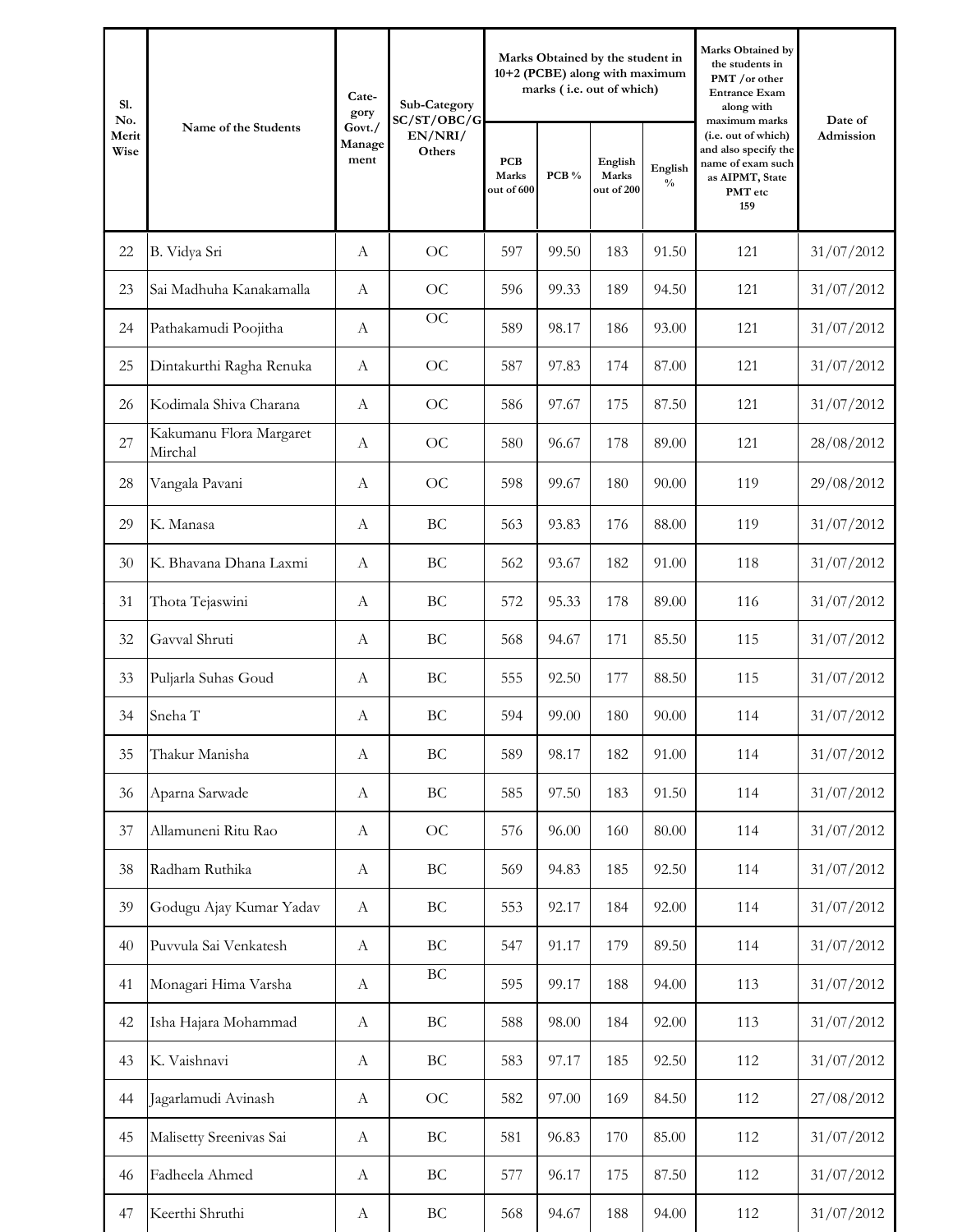| Sl. No. Merit Wise | Name of the Students | Cate-gory Govt./ Manage ment | Sub-Category SC/ST/OBC/GEN/NRI/ Others | Marks Obtained by the student in 10+2 (PCBE) along with maximum marks ( i.e. out of which) | | | | Marks Obtained by the students in PMT /or other Entrance Exam along with maximum marks (i.e. out of which) and also specify the name of exam such as AIPMT, State PMT etc 159 | Date of Admission |
|---|---|---|---|---|---|---|---|---|---|
| | | | | PCB Marks out of 600 | PCB % | English Marks out of 200 | English % | | |
| 22 | B. Vidya Sri | A | OC | 597 | 99.50 | 183 | 91.50 | 121 | 31/07/2012 |
| 23 | Sai Madhuha Kanakamalla | A | OC | 596 | 99.33 | 189 | 94.50 | 121 | 31/07/2012 |
| 24 | Pathakamudi Poojitha | A | OC | 589 | 98.17 | 186 | 93.00 | 121 | 31/07/2012 |
| 25 | Dintakurthi Ragha Renuka | A | OC | 587 | 97.83 | 174 | 87.00 | 121 | 31/07/2012 |
| 26 | Kodimala Shiva Charana | A | OC | 586 | 97.67 | 175 | 87.50 | 121 | 31/07/2012 |
| 27 | Kakumanu Flora Margaret Mirchal | A | OC | 580 | 96.67 | 178 | 89.00 | 121 | 28/08/2012 |
| 28 | Vangala Pavani | A | OC | 598 | 99.67 | 180 | 90.00 | 119 | 29/08/2012 |
| 29 | K. Manasa | A | BC | 563 | 93.83 | 176 | 88.00 | 119 | 31/07/2012 |
| 30 | K. Bhavana Dhana Laxmi | A | BC | 562 | 93.67 | 182 | 91.00 | 118 | 31/07/2012 |
| 31 | Thota Tejaswini | A | BC | 572 | 95.33 | 178 | 89.00 | 116 | 31/07/2012 |
| 32 | Gavval Shruti | A | BC | 568 | 94.67 | 171 | 85.50 | 115 | 31/07/2012 |
| 33 | Puljarla Suhas Goud | A | BC | 555 | 92.50 | 177 | 88.50 | 115 | 31/07/2012 |
| 34 | Sneha T | A | BC | 594 | 99.00 | 180 | 90.00 | 114 | 31/07/2012 |
| 35 | Thakur Manisha | A | BC | 589 | 98.17 | 182 | 91.00 | 114 | 31/07/2012 |
| 36 | Aparna Sarwade | A | BC | 585 | 97.50 | 183 | 91.50 | 114 | 31/07/2012 |
| 37 | Allamuneni Ritu Rao | A | OC | 576 | 96.00 | 160 | 80.00 | 114 | 31/07/2012 |
| 38 | Radham Ruthika | A | BC | 569 | 94.83 | 185 | 92.50 | 114 | 31/07/2012 |
| 39 | Godugu Ajay Kumar Yadav | A | BC | 553 | 92.17 | 184 | 92.00 | 114 | 31/07/2012 |
| 40 | Puvvula Sai Venkatesh | A | BC | 547 | 91.17 | 179 | 89.50 | 114 | 31/07/2012 |
| 41 | Monagari Hima Varsha | A | BC | 595 | 99.17 | 188 | 94.00 | 113 | 31/07/2012 |
| 42 | Isha Hajara Mohammad | A | BC | 588 | 98.00 | 184 | 92.00 | 113 | 31/07/2012 |
| 43 | K. Vaishnavi | A | BC | 583 | 97.17 | 185 | 92.50 | 112 | 31/07/2012 |
| 44 | Jagarlamudi Avinash | A | OC | 582 | 97.00 | 169 | 84.50 | 112 | 27/08/2012 |
| 45 | Malisetty Sreenivas Sai | A | BC | 581 | 96.83 | 170 | 85.00 | 112 | 31/07/2012 |
| 46 | Fadheela Ahmed | A | BC | 577 | 96.17 | 175 | 87.50 | 112 | 31/07/2012 |
| 47 | Keerthi Shruthi | A | BC | 568 | 94.67 | 188 | 94.00 | 112 | 31/07/2012 |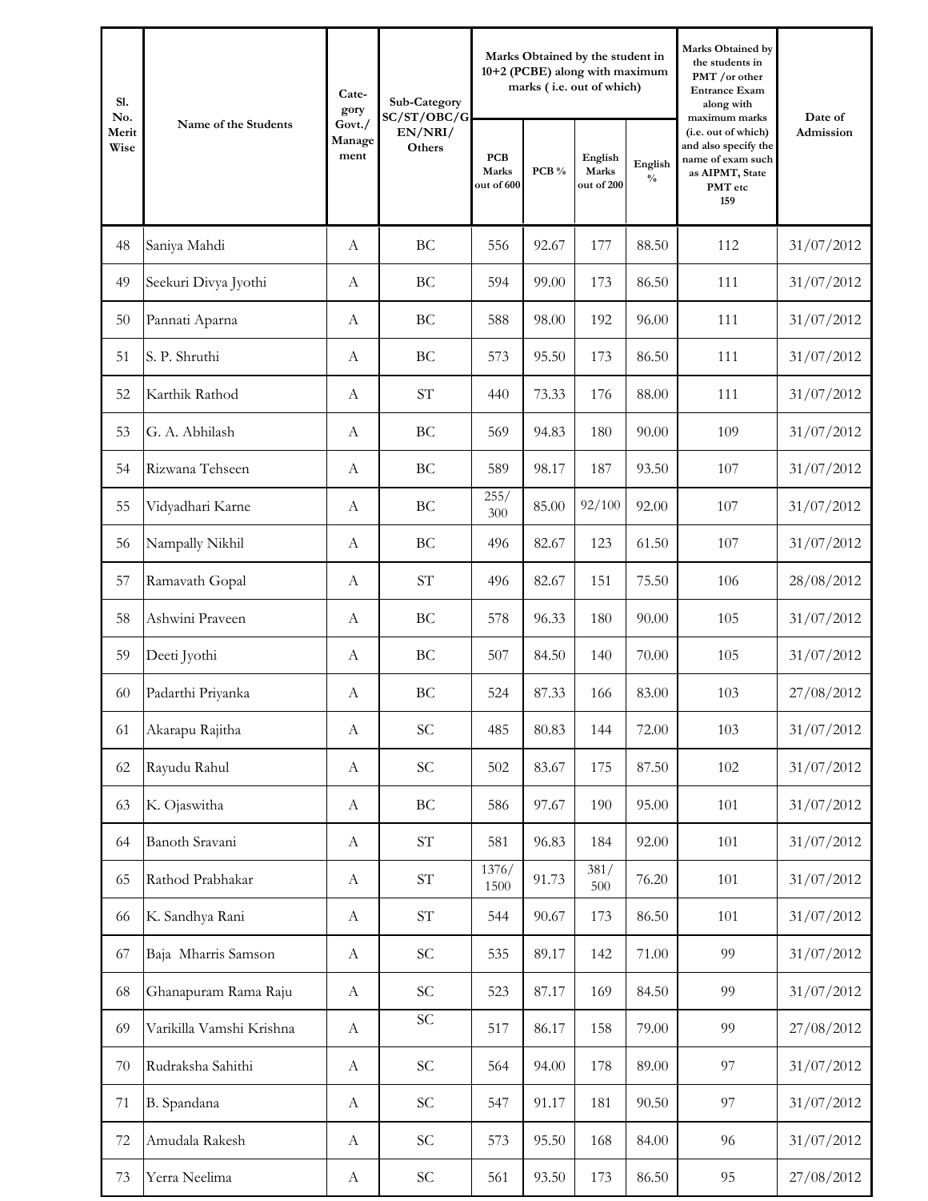| Sl. No. Merit Wise | Name of the Students | Cate-gory Govt./ Manage ment | Sub-Category SC/ST/OBC/GEN/NRI/ Others | Marks Obtained by the student in 10+2 (PCBE) along with maximum marks ( i.e. out of which) | | | | Marks Obtained by the students in PMT /or other Entrance Exam along with maximum marks (i.e. out of which) and also specify the name of exam such as AIPMT, State PMT etc 159 | Date of Admission |
|---|---|---|---|---|---|---|---|---|---|
| | | | | PCB Marks out of 600 | PCB % | English Marks out of 200 | English % | | |
| 48 | Saniya Mahdi | A | BC | 556 | 92.67 | 177 | 88.50 | 112 | 31/07/2012 |
| 49 | Seekuri Divya Jyothi | A | BC | 594 | 99.00 | 173 | 86.50 | 111 | 31/07/2012 |
| 50 | Pannati Aparna | A | BC | 588 | 98.00 | 192 | 96.00 | 111 | 31/07/2012 |
| 51 | S. P. Shruthi | A | BC | 573 | 95.50 | 173 | 86.50 | 111 | 31/07/2012 |
| 52 | Karthik Rathod | A | ST | 440 | 73.33 | 176 | 88.00 | 111 | 31/07/2012 |
| 53 | G. A. Abhilash | A | BC | 569 | 94.83 | 180 | 90.00 | 109 | 31/07/2012 |
| 54 | Rizwana Tehseen | A | BC | 589 | 98.17 | 187 | 93.50 | 107 | 31/07/2012 |
| 55 | Vidyadhari Karne | A | BC | 255/ 300 | 85.00 | 92/100 | 92.00 | 107 | 31/07/2012 |
| 56 | Nampally Nikhil | A | BC | 496 | 82.67 | 123 | 61.50 | 107 | 31/07/2012 |
| 57 | Ramavath Gopal | A | ST | 496 | 82.67 | 151 | 75.50 | 106 | 28/08/2012 |
| 58 | Ashwini Praveen | A | BC | 578 | 96.33 | 180 | 90.00 | 105 | 31/07/2012 |
| 59 | Deeti Jyothi | A | BC | 507 | 84.50 | 140 | 70.00 | 105 | 31/07/2012 |
| 60 | Padarthi Priyanka | A | BC | 524 | 87.33 | 166 | 83.00 | 103 | 27/08/2012 |
| 61 | Akarapu Rajitha | A | SC | 485 | 80.83 | 144 | 72.00 | 103 | 31/07/2012 |
| 62 | Rayudu Rahul | A | SC | 502 | 83.67 | 175 | 87.50 | 102 | 31/07/2012 |
| 63 | K. Ojaswitha | A | BC | 586 | 97.67 | 190 | 95.00 | 101 | 31/07/2012 |
| 64 | Banoth Sravani | A | ST | 581 | 96.83 | 184 | 92.00 | 101 | 31/07/2012 |
| 65 | Rathod Prabhakar | A | ST | 1376/ 1500 | 91.73 | 381/ 500 | 76.20 | 101 | 31/07/2012 |
| 66 | K. Sandhya Rani | A | ST | 544 | 90.67 | 173 | 86.50 | 101 | 31/07/2012 |
| 67 | Baja Mharris Samson | A | SC | 535 | 89.17 | 142 | 71.00 | 99 | 31/07/2012 |
| 68 | Ghanapuram Rama Raju | A | SC | 523 | 87.17 | 169 | 84.50 | 99 | 31/07/2012 |
| 69 | Varikilla Vamshi Krishna | A | SC | 517 | 86.17 | 158 | 79.00 | 99 | 27/08/2012 |
| 70 | Rudraksha Sahithi | A | SC | 564 | 94.00 | 178 | 89.00 | 97 | 31/07/2012 |
| 71 | B. Spandana | A | SC | 547 | 91.17 | 181 | 90.50 | 97 | 31/07/2012 |
| 72 | Amudala Rakesh | A | SC | 573 | 95.50 | 168 | 84.00 | 96 | 31/07/2012 |
| 73 | Yerra Neelima | A | SC | 561 | 93.50 | 173 | 86.50 | 95 | 27/08/2012 |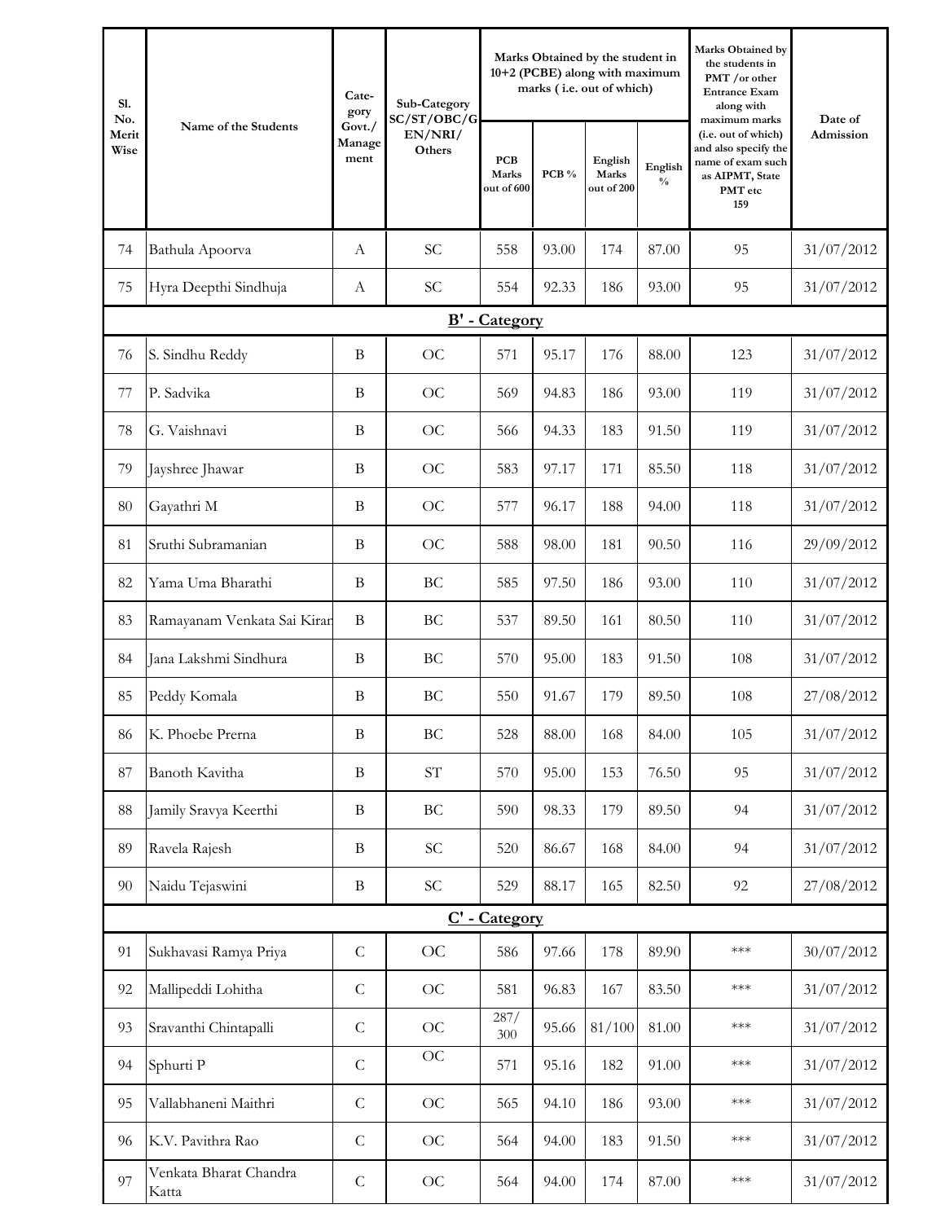| Sl. No. Merit Wise | Name of the Students | Cate-gory Govt./ Manage ment | Sub-Category SC/ST/OBC/GEN/NRI/ Others | Marks Obtained by the student in 10+2 (PCBE) along with maximum marks ( i.e. out of which) | | | | Marks Obtained by the students in PMT /or other Entrance Exam along with maximum marks (i.e. out of which) and also specify the name of exam such as AIPMT, State PMT etc 159 | Date of Admission |
|---|---|---|---|---|---|---|---|---|---|
| | | | | PCB Marks out of 600 | PCB % | English Marks out of 200 | English % | | |
| 74 | Bathula Apoorva | A | SC | 558 | 93.00 | 174 | 87.00 | 95 | 31/07/2012 |
| 75 | Hyra Deepthi Sindhuja | A | SC | 554 | 92.33 | 186 | 93.00 | 95 | 31/07/2012 |
| | | | **B' - Category** | | | | | | |
| 76 | S. Sindhu Reddy | B | OC | 571 | 95.17 | 176 | 88.00 | 123 | 31/07/2012 |
| 77 | P. Sadvika | B | OC | 569 | 94.83 | 186 | 93.00 | 119 | 31/07/2012 |
| 78 | G. Vaishnavi | B | OC | 566 | 94.33 | 183 | 91.50 | 119 | 31/07/2012 |
| 79 | Jayshree Jhawar | B | OC | 583 | 97.17 | 171 | 85.50 | 118 | 31/07/2012 |
| 80 | Gayathri M | B | OC | 577 | 96.17 | 188 | 94.00 | 118 | 31/07/2012 |
| 81 | Sruthi Subramanian | B | OC | 588 | 98.00 | 181 | 90.50 | 116 | 29/09/2012 |
| 82 | Yama Uma Bharathi | B | BC | 585 | 97.50 | 186 | 93.00 | 110 | 31/07/2012 |
| 83 | Ramayanam Venkata Sai Kiran | B | BC | 537 | 89.50 | 161 | 80.50 | 110 | 31/07/2012 |
| 84 | Jana Lakshmi Sindhura | B | BC | 570 | 95.00 | 183 | 91.50 | 108 | 31/07/2012 |
| 85 | Peddy Komala | B | BC | 550 | 91.67 | 179 | 89.50 | 108 | 27/08/2012 |
| 86 | K. Phoebe Prerna | B | BC | 528 | 88.00 | 168 | 84.00 | 105 | 31/07/2012 |
| 87 | Banoth Kavitha | B | ST | 570 | 95.00 | 153 | 76.50 | 95 | 31/07/2012 |
| 88 | Jamily Sravya Keerthi | B | BC | 590 | 98.33 | 179 | 89.50 | 94 | 31/07/2012 |
| 89 | Ravela Rajesh | B | SC | 520 | 86.67 | 168 | 84.00 | 94 | 31/07/2012 |
| 90 | Naidu Tejaswini | B | SC | 529 | 88.17 | 165 | 82.50 | 92 | 27/08/2012 |
| | | | **C' - Category** | | | | | | |
| 91 | Sukhavasi Ramya Priya | C | OC | 586 | 97.66 | 178 | 89.90 | *** | 30/07/2012 |
| 92 | Mallipeddi Lohitha | C | OC | 581 | 96.83 | 167 | 83.50 | *** | 31/07/2012 |
| 93 | Sravanthi Chintapalli | C | OC | 287/ 300 | 95.66 | 81/100 | 81.00 | *** | 31/07/2012 |
| 94 | Sphurti P | C | OC | 571 | 95.16 | 182 | 91.00 | *** | 31/07/2012 |
| 95 | Vallabhaneni Maithri | C | OC | 565 | 94.10 | 186 | 93.00 | *** | 31/07/2012 |
| 96 | K.V. Pavithra Rao | C | OC | 564 | 94.00 | 183 | 91.50 | *** | 31/07/2012 |
| 97 | Venkata Bharat Chandra Katta | C | OC | 564 | 94.00 | 174 | 87.00 | *** | 31/07/2012 |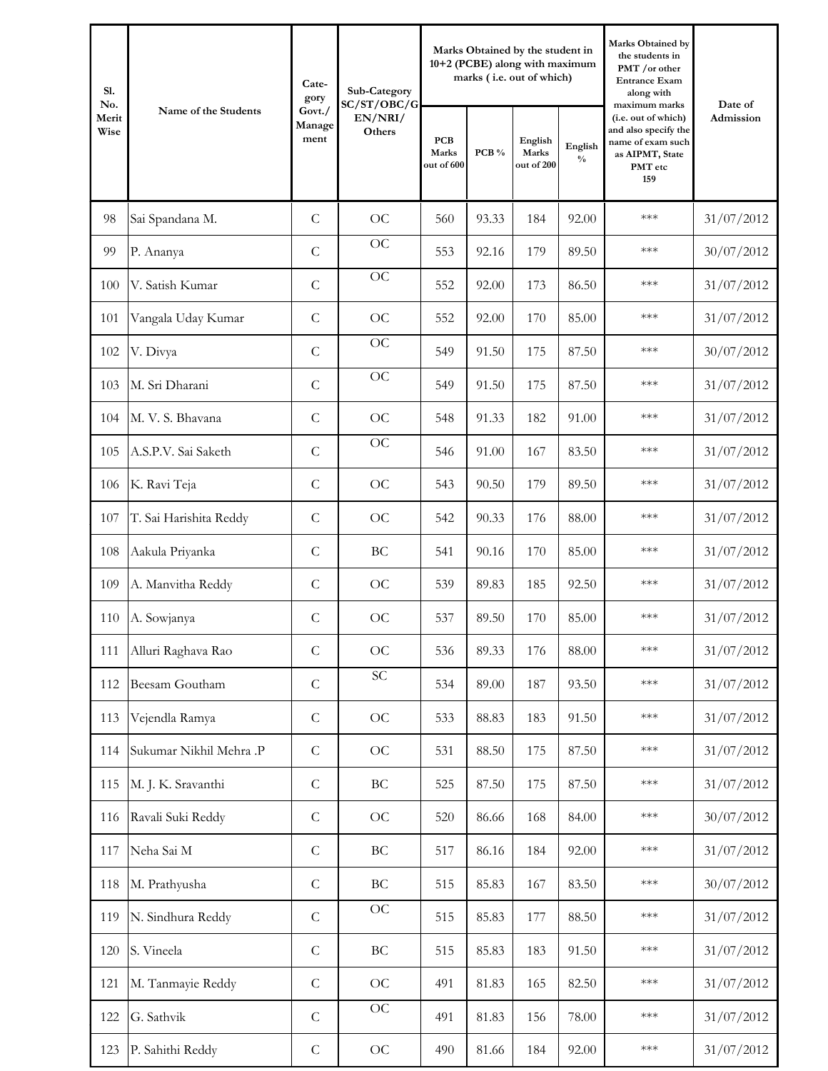| Sl. No. Merit Wise | Name of the Students | Cate-gory Govt./ Manage ment | Sub-Category SC/ST/OBC/GEN/NRI/ Others | Marks Obtained by the student in 10+2 (PCBE) along with maximum marks ( i.e. out of which) | | | | Marks Obtained by the students in PMT /or other Entrance Exam along with maximum marks (i.e. out of which) and also specify the name of exam such as AIPMT, State PMT etc 159 | Date of Admission |
|---|---|---|---|---|---|---|---|---|---|
| | | | | PCB Marks out of 600 | PCB % | English Marks out of 200 | English % | | |
| 98 | Sai Spandana M. | C | OC | 560 | 93.33 | 184 | 92.00 | *** | 31/07/2012 |
| 99 | P. Ananya | C | OC | 553 | 92.16 | 179 | 89.50 | *** | 30/07/2012 |
| 100 | V. Satish Kumar | C | OC | 552 | 92.00 | 173 | 86.50 | *** | 31/07/2012 |
| 101 | Vangala Uday Kumar | C | OC | 552 | 92.00 | 170 | 85.00 | *** | 31/07/2012 |
| 102 | V. Divya | C | OC | 549 | 91.50 | 175 | 87.50 | *** | 30/07/2012 |
| 103 | M. Sri Dharani | C | OC | 549 | 91.50 | 175 | 87.50 | *** | 31/07/2012 |
| 104 | M. V. S. Bhavana | C | OC | 548 | 91.33 | 182 | 91.00 | *** | 31/07/2012 |
| 105 | A.S.P.V. Sai Saketh | C | OC | 546 | 91.00 | 167 | 83.50 | *** | 31/07/2012 |
| 106 | K. Ravi Teja | C | OC | 543 | 90.50 | 179 | 89.50 | *** | 31/07/2012 |
| 107 | T. Sai Harishita Reddy | C | OC | 542 | 90.33 | 176 | 88.00 | *** | 31/07/2012 |
| 108 | Aakula Priyanka | C | BC | 541 | 90.16 | 170 | 85.00 | *** | 31/07/2012 |
| 109 | A. Manvitha Reddy | C | OC | 539 | 89.83 | 185 | 92.50 | *** | 31/07/2012 |
| 110 | A. Sowjanya | C | OC | 537 | 89.50 | 170 | 85.00 | *** | 31/07/2012 |
| 111 | Alluri Raghava Rao | C | OC | 536 | 89.33 | 176 | 88.00 | *** | 31/07/2012 |
| 112 | Beesam Goutham | C | SC | 534 | 89.00 | 187 | 93.50 | *** | 31/07/2012 |
| 113 | Vejendla Ramya | C | OC | 533 | 88.83 | 183 | 91.50 | *** | 31/07/2012 |
| 114 | Sukumar Nikhil Mehra .P | C | OC | 531 | 88.50 | 175 | 87.50 | *** | 31/07/2012 |
| 115 | M. J. K. Sravanthi | C | BC | 525 | 87.50 | 175 | 87.50 | *** | 31/07/2012 |
| 116 | Ravali Suki Reddy | C | OC | 520 | 86.66 | 168 | 84.00 | *** | 30/07/2012 |
| 117 | Neha Sai M | C | BC | 517 | 86.16 | 184 | 92.00 | *** | 31/07/2012 |
| 118 | M. Prathyusha | C | BC | 515 | 85.83 | 167 | 83.50 | *** | 30/07/2012 |
| 119 | N. Sindhura Reddy | C | OC | 515 | 85.83 | 177 | 88.50 | *** | 31/07/2012 |
| 120 | S. Vineela | C | BC | 515 | 85.83 | 183 | 91.50 | *** | 31/07/2012 |
| 121 | M. Tanmayie Reddy | C | OC | 491 | 81.83 | 165 | 82.50 | *** | 31/07/2012 |
| 122 | G. Sathvik | C | OC | 491 | 81.83 | 156 | 78.00 | *** | 31/07/2012 |
| 123 | P. Sahithi Reddy | C | OC | 490 | 81.66 | 184 | 92.00 | *** | 31/07/2012 |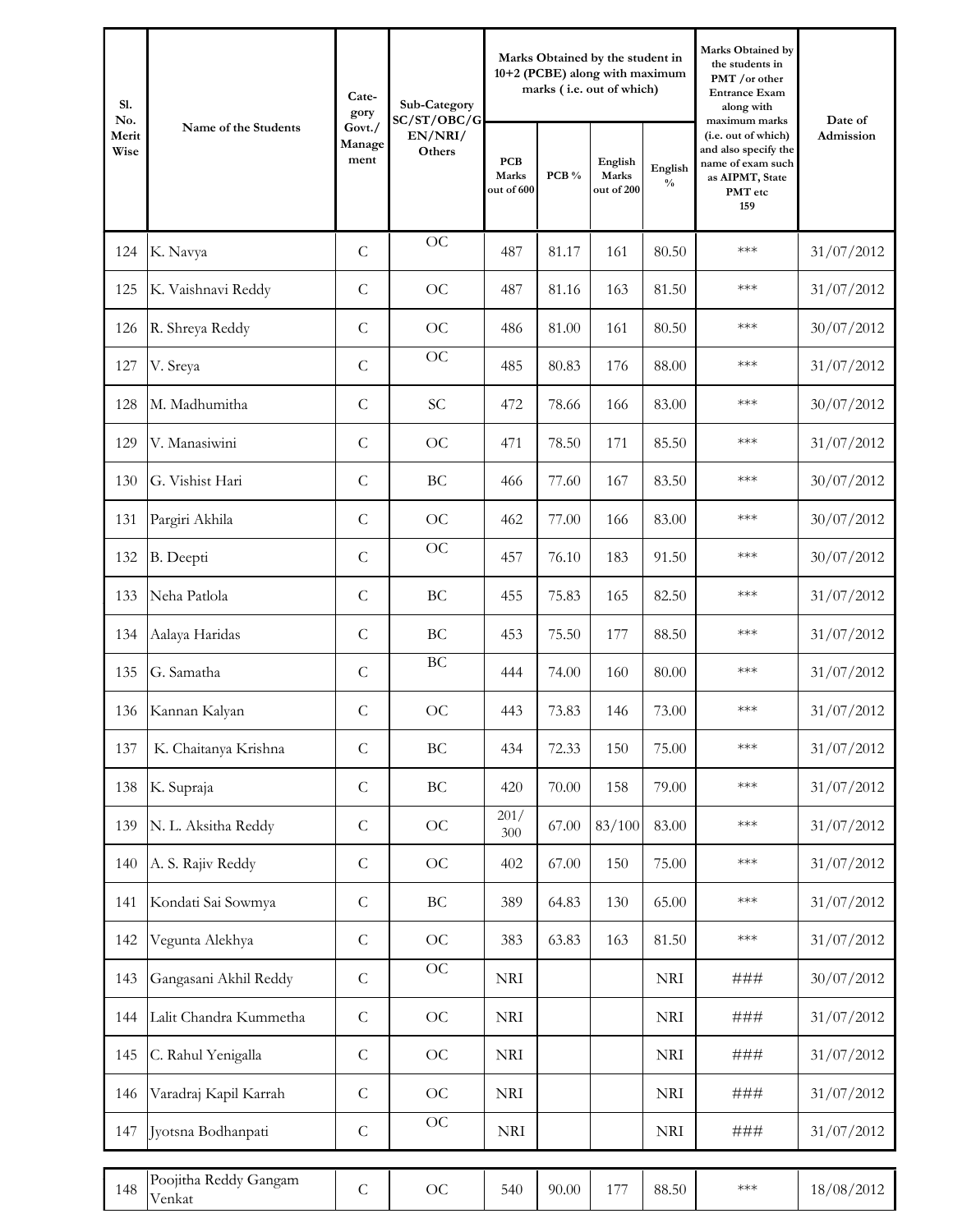| Sl. No. Merit Wise | Name of the Students | Cate-gory Govt./ Manage ment | Sub-Category SC/ST/OBC/GEN/NRI/ Others | Marks Obtained by the student in 10+2 (PCBE) along with maximum marks ( i.e. out of which) | | | | Marks Obtained by the students in PMT /or other Entrance Exam along with maximum marks (i.e. out of which) and also specify the name of exam such as AIPMT, State PMT etc 159 | Date of Admission |
|---|---|---|---|---|---|---|---|---|---|
| | | | | PCB Marks out of 600 | PCB % | English Marks out of 200 | English % | | |
| 124 | K. Navya | C | OC | 487 | 81.17 | 161 | 80.50 | *** | 31/07/2012 |
| 125 | K. Vaishnavi Reddy | C | OC | 487 | 81.16 | 163 | 81.50 | *** | 31/07/2012 |
| 126 | R. Shreya Reddy | C | OC | 486 | 81.00 | 161 | 80.50 | *** | 30/07/2012 |
| 127 | V. Sreya | C | OC | 485 | 80.83 | 176 | 88.00 | *** | 31/07/2012 |
| 128 | M. Madhumitha | C | SC | 472 | 78.66 | 166 | 83.00 | *** | 30/07/2012 |
| 129 | V. Manasiwini | C | OC | 471 | 78.50 | 171 | 85.50 | *** | 31/07/2012 |
| 130 | G. Vishist Hari | C | BC | 466 | 77.60 | 167 | 83.50 | *** | 30/07/2012 |
| 131 | Pargiri Akhila | C | OC | 462 | 77.00 | 166 | 83.00 | *** | 30/07/2012 |
| 132 | B. Deepti | C | OC | 457 | 76.10 | 183 | 91.50 | *** | 30/07/2012 |
| 133 | Neha Patlola | C | BC | 455 | 75.83 | 165 | 82.50 | *** | 31/07/2012 |
| 134 | Aalaya Haridas | C | BC | 453 | 75.50 | 177 | 88.50 | *** | 31/07/2012 |
| 135 | G. Samatha | C | BC | 444 | 74.00 | 160 | 80.00 | *** | 31/07/2012 |
| 136 | Kannan Kalyan | C | OC | 443 | 73.83 | 146 | 73.00 | *** | 31/07/2012 |
| 137 | K. Chaitanya Krishna | C | BC | 434 | 72.33 | 150 | 75.00 | *** | 31/07/2012 |
| 138 | K. Supraja | C | BC | 420 | 70.00 | 158 | 79.00 | *** | 31/07/2012 |
| 139 | N. L. Aksitha Reddy | C | OC | 201/ 300 | 67.00 | 83/100 | 83.00 | *** | 31/07/2012 |
| 140 | A. S. Rajiv Reddy | C | OC | 402 | 67.00 | 150 | 75.00 | *** | 31/07/2012 |
| 141 | Kondati Sai Sowmya | C | BC | 389 | 64.83 | 130 | 65.00 | *** | 31/07/2012 |
| 142 | Vegunta Alekhya | C | OC | 383 | 63.83 | 163 | 81.50 | *** | 31/07/2012 |
| 143 | Gangasani Akhil Reddy | C | OC | NRI | | | NRI | ### | 30/07/2012 |
| 144 | Lalit Chandra Kummetha | C | OC | NRI | | | NRI | ### | 31/07/2012 |
| 145 | C. Rahul Yenigalla | C | OC | NRI | | | NRI | ### | 31/07/2012 |
| 146 | Varadraj Kapil Karrah | C | OC | NRI | | | NRI | ### | 31/07/2012 |
| 147 | Jyotsna Bodhanpati | C | OC | NRI | | | NRI | ### | 31/07/2012 |
| 148 | Poojitha Reddy Gangam Venkat | C | OC | 540 | 90.00 | 177 | 88.50 | *** | 18/08/2012 |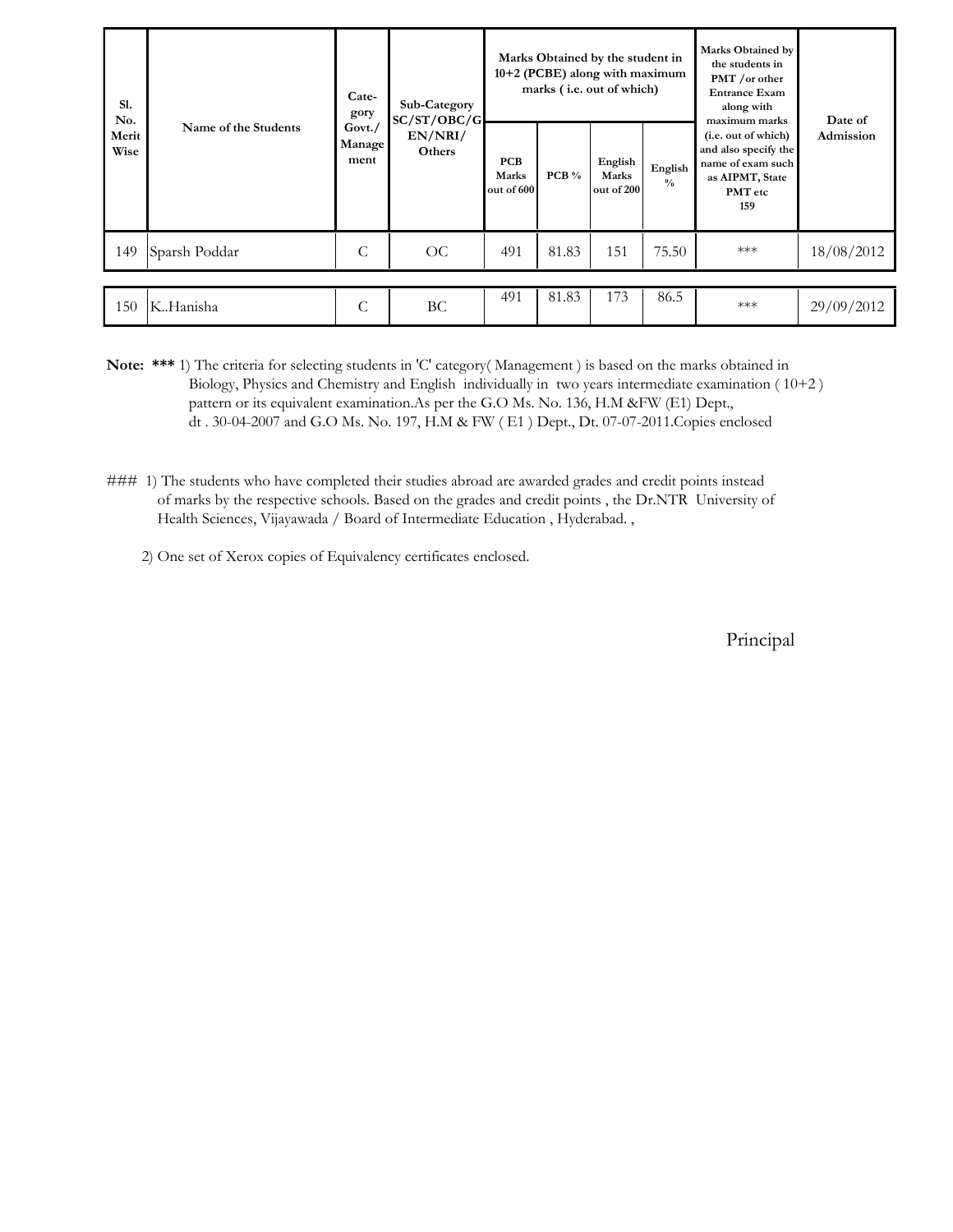| Sl. No. Merit Wise | Name of the Students | Cate-gory Govt./ Manage ment | Sub-Category SC/ST/OBC/GEN/NRI/ Others | Marks Obtained by the student in 10+2 (PCBE) along with maximum marks ( i.e. out of which) | | | | Marks Obtained by the students in PMT /or other Entrance Exam along with maximum marks (i.e. out of which) and also specify the name of exam such as AIPMT, State PMT etc 159 | Date of Admission |
|---|---|---|---|---|---|---|---|---|---|
| | | | | PCB Marks out of 600 | PCB % | English Marks out of 200 | English % | | |
| 149 | Sparsh Poddar | C | OC | 491 | 81.83 | 151 | 75.50 | *** | 18/08/2012 |
| 150 | K..Hanisha | C | BC | 491 | 81.83 | 173 | 86.5 | *** | 29/09/2012 |

**Note: *** ** 1) The criteria for selecting students in 'C' category( Management ) is based on the marks obtained in Biology, Physics and Chemistry and English individually in two years intermediate examination ( 10+2 ) pattern or its equivalent examination.As per the G.O Ms. No. 136, H.M &FW (E1) Dept., dt . 30-04-2007 and G.O Ms. No. 197, H.M & FW ( E1 ) Dept., Dt. 07-07-2011.Copies enclosed

### 1) The students who have completed their studies abroad are awarded grades and credit points instead of marks by the respective schools. Based on the grades and credit points , the Dr.NTR University of Health Sciences, Vijayawada / Board of Intermediate Education , Hyderabad. ,

2) One set of Xerox copies of Equivalency certificates enclosed.

Principal